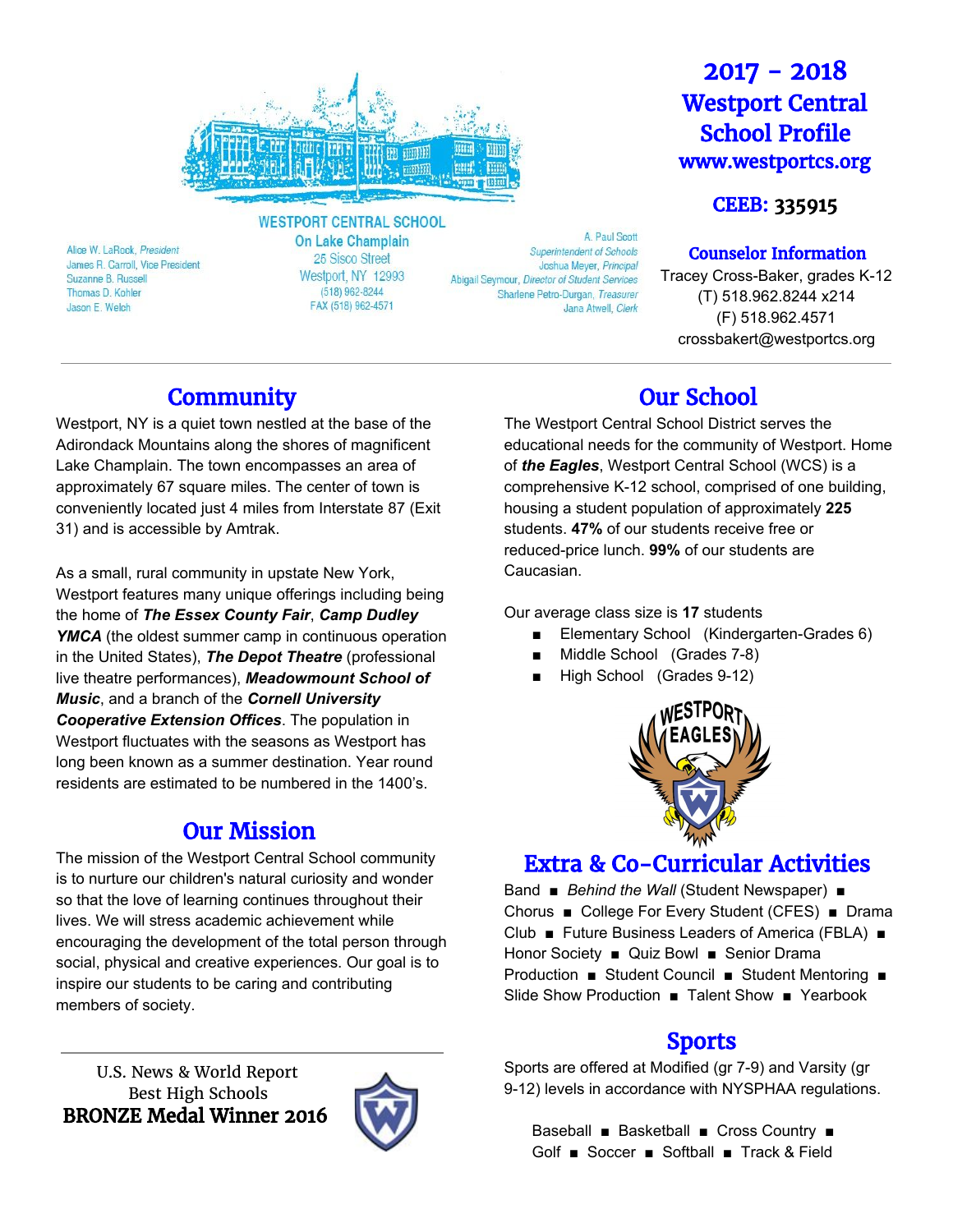# 2017 – 2018 Westport Central School Profile

**www.westportcs.org**

**CEEB: 335915**

WESTPORT CENTRAL SCHOOL
On Lake Champlain
25 Sisco Street
Westport, NY 12993
(518) 962-8244
FAX (518) 962-4571

Alice W. LaRock, *President*
James R. Carroll, Vice President
Suzanne B. Russell
Thomas D. Kohler
Jason E. Welch

A. Paul Scott
*Superintendent of Schools*
Joshua Meyer, *Principal*
Abigail Seymour, *Director of Student Services*
Sharlene Petro-Durgan, *Treasurer*
Jana Atwell, *Clerk*

### Counselor Information

Tracey Cross-Baker, grades K-12
(T) 518.962.8244 x214
(F) 518.962.4571
crossbakert@westportcs.org

## Community

Westport, NY is a quiet town nestled at the base of the Adirondack Mountains along the shores of magnificent Lake Champlain. The town encompasses an area of approximately 67 square miles. The center of town is conveniently located just 4 miles from Interstate 87 (Exit 31) and is accessible by Amtrak.

As a small, rural community in upstate New York, Westport features many unique offerings including being the home of ***The Essex County Fair***, ***Camp Dudley YMCA*** (the oldest summer camp in continuous operation in the United States), ***The Depot Theatre*** (professional live theatre performances), ***Meadowmount School of Music***, and a branch of the ***Cornell University Cooperative Extension Offices***. The population in Westport fluctuates with the seasons as Westport has long been known as a summer destination. Year round residents are estimated to be numbered in the 1400's.

## Our Mission

The mission of the Westport Central School community is to nurture our children's natural curiosity and wonder so that the love of learning continues throughout their lives. We will stress academic achievement while encouraging the development of the total person through social, physical and creative experiences. Our goal is to inspire our students to be caring and contributing members of society.

U.S. News & World Report
Best High Schools
**BRONZE Medal Winner 2016**

## Our School

The Westport Central School District serves the educational needs for the community of Westport. Home of ***the Eagles***, Westport Central School (WCS) is a comprehensive K-12 school, comprised of one building, housing a student population of approximately **225** students. **47%** of our students receive free or reduced-price lunch. **99%** of our students are Caucasian.

Our average class size is **17** students

- Elementary School (Kindergarten-Grades 6)
- Middle School (Grades 7-8)
- High School (Grades 9-12)

## Extra & Co-Curricular Activities

Band ■ *Behind the Wall* (Student Newspaper) ■ Chorus ■ College For Every Student (CFES) ■ Drama Club ■ Future Business Leaders of America (FBLA) ■ Honor Society ■ Quiz Bowl ■ Senior Drama Production ■ Student Council ■ Student Mentoring ■ Slide Show Production ■ Talent Show ■ Yearbook

## Sports

Sports are offered at Modified (gr 7-9) and Varsity (gr 9-12) levels in accordance with NYSPHAA regulations.

Baseball ■ Basketball ■ Cross Country ■ Golf ■ Soccer ■ Softball ■ Track & Field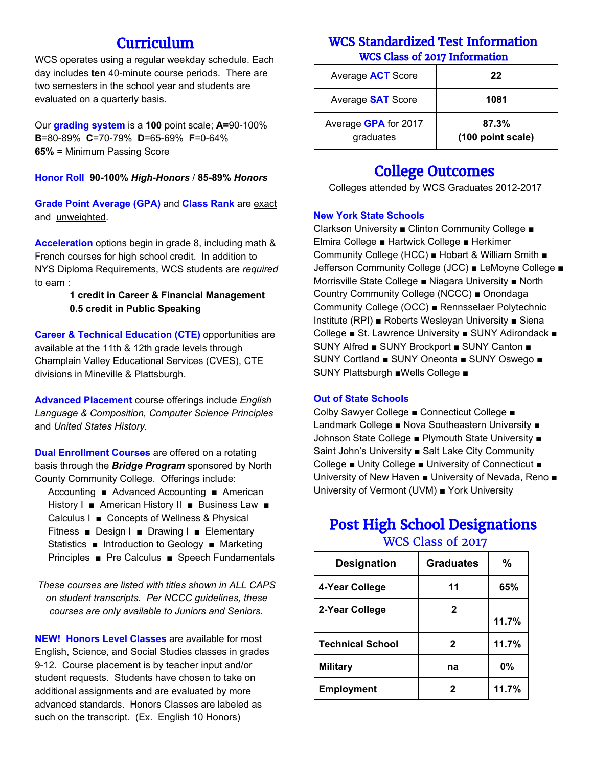# Curriculum

WCS operates using a regular weekday schedule. Each day includes **ten** 40-minute course periods. There are two semesters in the school year and students are evaluated on a quarterly basis.

Our **grading system** is a **100** point scale; **A=**90-100% **B**=80-89% **C**=70-79% **D**=65-69% **F**=0-64%
**65%** = Minimum Passing Score

**Honor Roll 90-100% *High-Honors* / 85-89% *Honors***

**Grade Point Average (GPA)** and **Class Rank** are exact and unweighted.

**Acceleration** options begin in grade 8, including math & French courses for high school credit. In addition to NYS Diploma Requirements, WCS students are *required* to earn :

**1 credit in Career & Financial Management**
**0.5 credit in Public Speaking**

**Career & Technical Education (CTE)** opportunities are available at the 11th & 12th grade levels through Champlain Valley Educational Services (CVES), CTE divisions in Mineville & Plattsburgh.

**Advanced Placement** course offerings include *English Language & Composition, Computer Science Principles* and *United States History.*

**Dual Enrollment Courses** are offered on a rotating basis through the ***Bridge Program*** sponsored by North County Community College. Offerings include:

Accounting ■ Advanced Accounting ■ American History I ■ American History II ■ Business Law ■ Calculus I ■ Concepts of Wellness & Physical Fitness ■ Design I ■ Drawing I ■ Elementary Statistics ■ Introduction to Geology ■ Marketing Principles ■ Pre Calculus ■ Speech Fundamentals

*These courses are listed with titles shown in ALL CAPS on student transcripts. Per NCCC guidelines, these courses are only available to Juniors and Seniors.*

**NEW! Honors Level Classes** are available for most English, Science, and Social Studies classes in grades 9-12. Course placement is by teacher input and/or student requests. Students have chosen to take on additional assignments and are evaluated by more advanced standards. Honors Classes are labeled as such on the transcript. (Ex. English 10 Honors)

# WCS Standardized Test Information

## WCS Class of 2017 Information

| | |
|---|---|
| Average **ACT** Score | **22** |
| Average **SAT** Score | **1081** |
| Average **GPA** for 2017 graduates | **87.3% (100 point scale)** |

# College Outcomes

Colleges attended by WCS Graduates 2012-2017

**New York State Schools**

Clarkson University ■ Clinton Community College ■ Elmira College ■ Hartwick College ■ Herkimer Community College (HCC) ■ Hobart & William Smith ■ Jefferson Community College (JCC) ■ LeMoyne College ■ Morrisville State College ■ Niagara University ■ North Country Community College (NCCC) ■ Onondaga Community College (OCC) ■ Rennsselaer Polytechnic Institute (RPI) ■ Roberts Wesleyan University ■ Siena College ■ St. Lawrence University ■ SUNY Adirondack ■ SUNY Alfred ■ SUNY Brockport ■ SUNY Canton ■ SUNY Cortland ■ SUNY Oneonta ■ SUNY Oswego ■ SUNY Plattsburgh ■Wells College ■

**Out of State Schools**

Colby Sawyer College ■ Connecticut College ■ Landmark College ■ Nova Southeastern University ■ Johnson State College ■ Plymouth State University ■ Saint John's University ■ Salt Lake City Community College ■ Unity College ■ University of Connecticut ■ University of New Haven ■ University of Nevada, Reno ■ University of Vermont (UVM) ■ York University

# Post High School Designations

## WCS Class of 2017

| Designation | Graduates | % |
|---|---|---|
| **4-Year College** | **11** | **65%** |
| **2-Year College** | **2** | **11.7%** |
| **Technical School** | **2** | **11.7%** |
| **Military** | **na** | **0%** |
| **Employment** | **2** | **11.7%** |